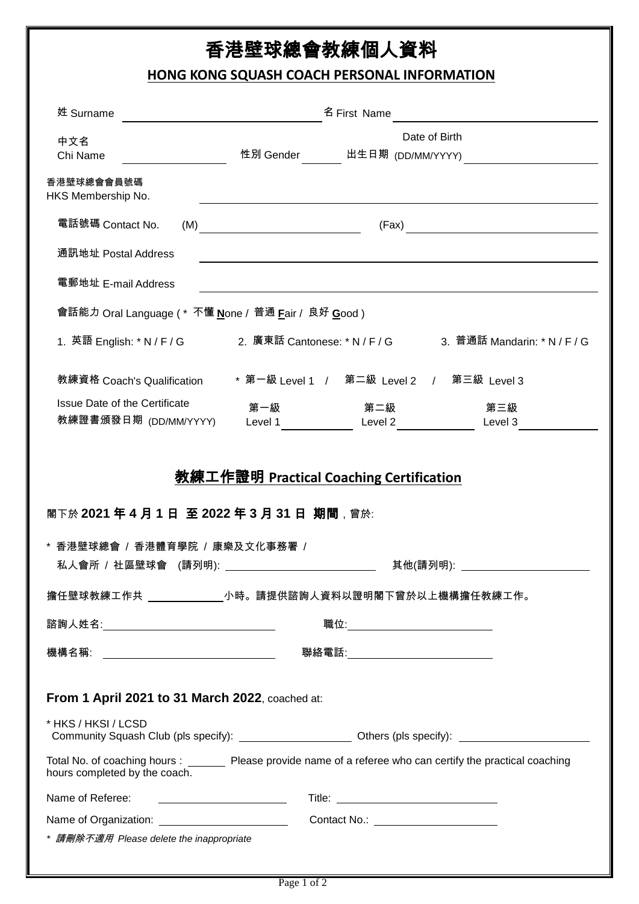# 香港壁球總會教練個人資料

## HONG KONG SQUASH COACH PERSONAL INFORMATION

姓 Surname ____________________ 名 First Name ____________________

中文名 Chi Name ____________ 性別 Gender ______ 出生日期 Date of Birth (DD/MM/YYYY) ____________

香港壁球總會會員號碼 HKS Membership No. ____________________

電話號碼 Contact No. (M) ____________ (Fax) ____________

通訊地址 Postal Address ____________________

電郵地址 E-mail Address ____________________

會話能力 Oral Language ( * 不懂 **N**one / 普通 **F**air / 良好 **G**ood )

1. 英語 English: * N / F / G   2. 廣東話 Cantonese: * N / F / G   3. 普通話 Mandarin: * N / F / G

教練資格 Coach's Qualification   * 第一級 Level 1 / 第二級 Level 2 / 第三級 Level 3

Issue Date of the Certificate 教練證書頒發日期 (DD/MM/YYYY)   第一級 Level 1 ________ 第二級 Level 2 ________ 第三級 Level 3 ________

## 教練工作證明 Practical Coaching Certification

閣下於 **2021 年 4 月 1 日 至 2022 年 3 月 31 日 期間**，曾於:

\* 香港壁球總會 / 香港體育學院 / 康樂及文化事務署 /
私人會所 / 社區壁球會 (請列明): ____________ 其他(請列明): ____________

擔任壁球教練工作共 ________小時。請提供諮詢人資料以證明閣下曾於以上機構擔任教練工作。

諮詢人姓名: ____________ 職位: ____________

機構名稱: ____________ 聯絡電話: ____________

**From 1 April 2021 to 31 March 2022**, coached at:

\* HKS / HKSI / LCSD
Community Squash Club (pls specify): ____________ Others (pls specify): ____________

Total No. of coaching hours : ______ Please provide name of a referee who can certify the practical coaching hours completed by the coach.

Name of Referee: ____________ Title: ____________

Name of Organization: ____________ Contact No.: ____________

\* *請刪除不適用 Please delete the inappropriate*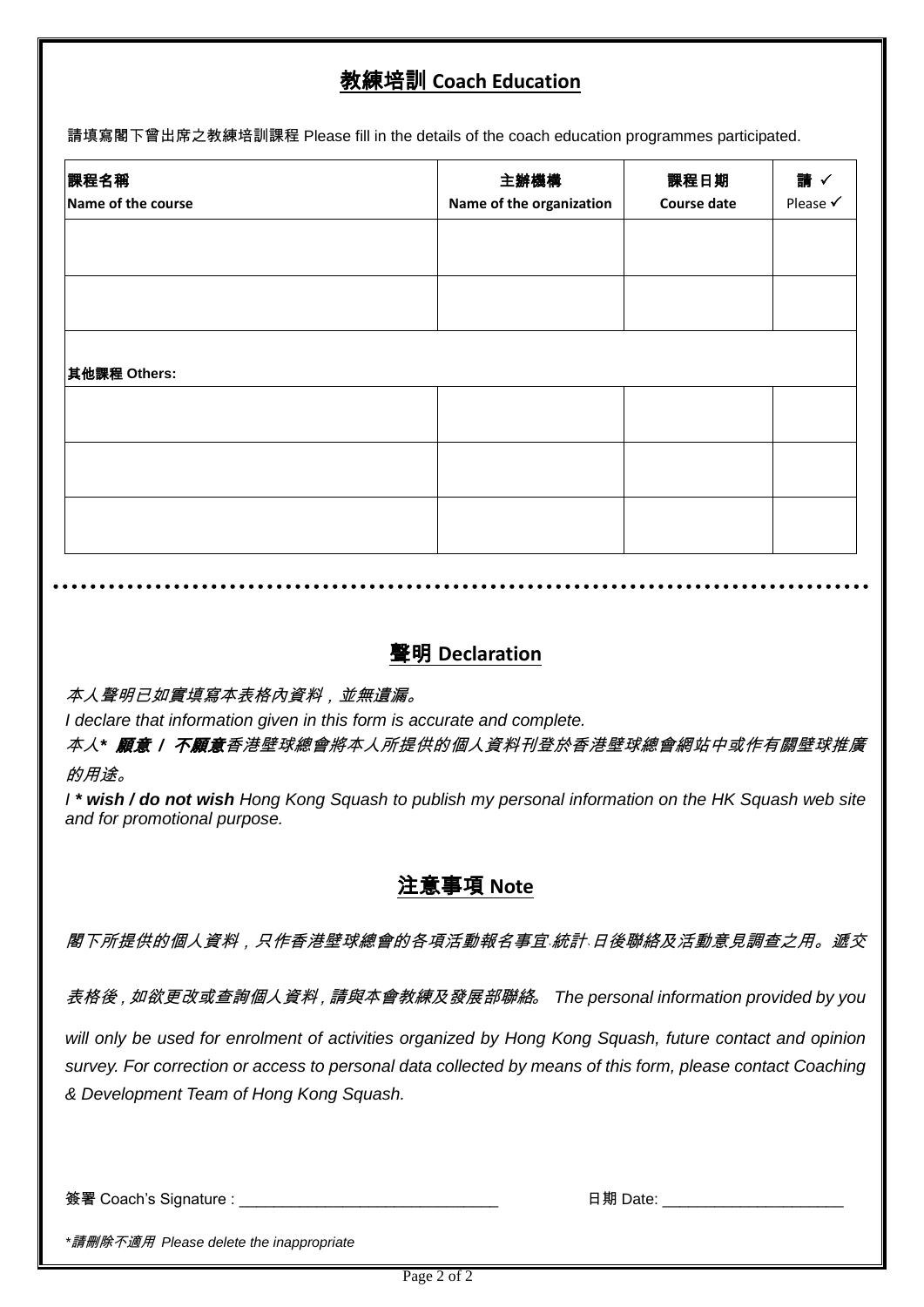# 教練培訓 Coach Education

請填寫閣下曾出席之教練培訓課程 Please fill in the details of the coach education programmes participated.

| 課程名稱<br>Name of the course | 主辦機構<br>Name of the organization | 課程日期<br>Course date | 請 ✓<br>Please ✓ |
|---|---|---|---|
| | | | |
| | | | |
| **其他課程 Others:** | | | |
| | | | |
| | | | |
| | | | |

# 聲明 Declaration

*本人聲明已如實填寫本表格內資料，並無遺漏。*

*I declare that information given in this form is accurate and complete.*

*本人**\* 願意 / 不願意**香港壁球總會將本人所提供的個人資料刊登於香港壁球總會網站中或作有關壁球推廣的用途。*

*I **\* wish / do not wish** Hong Kong Squash to publish my personal information on the HK Squash web site and for promotional purpose.*

# 注意事項 Note

*閣下所提供的個人資料，只作香港壁球總會的各項活動報名事宜.統計.日後聯絡及活動意見調查之用。遞交表格後，如欲更改或查詢個人資料，請與本會教練及發展部聯絡。 The personal information provided by you will only be used for enrolment of activities organized by Hong Kong Squash, future contact and opinion survey. For correction or access to personal data collected by means of this form, please contact Coaching & Development Team of Hong Kong Squash.*

簽署 Coach's Signature : ______________________________ 日期 Date: _____________________

*\*請刪除不適用 Please delete the inappropriate*